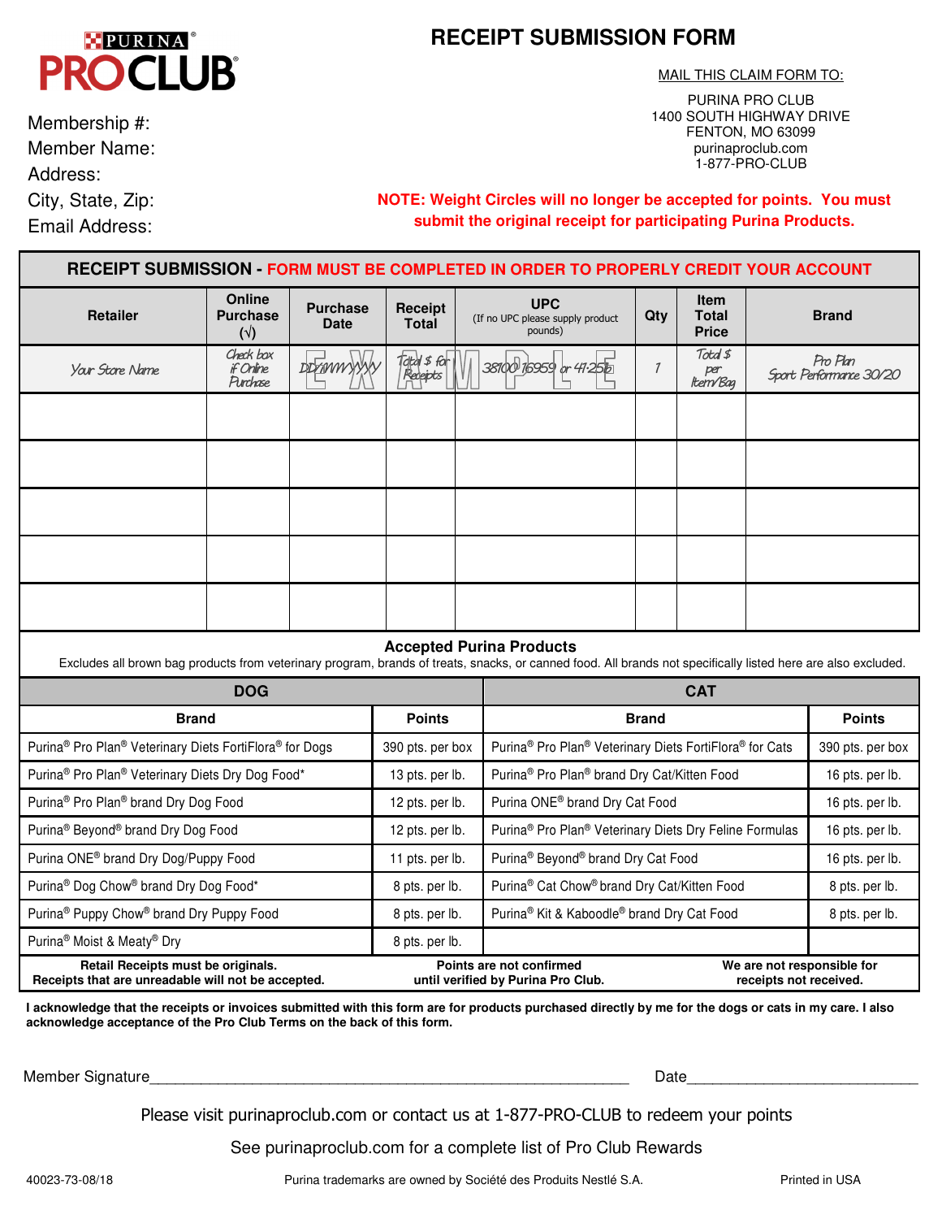PURINA PROCLUB®

# RECEIPT SUBMISSION FORM

Membership #:
Member Name:
Address:
City, State, Zip:
Email Address:

MAIL THIS CLAIM FORM TO:

PURINA PRO CLUB
1400 SOUTH HIGHWAY DRIVE
FENTON, MO 63099
purinaproclub.com
1-877-PRO-CLUB

**NOTE: Weight Circles will no longer be accepted for points. You must submit the original receipt for participating Purina Products.**

## RECEIPT SUBMISSION - FORM MUST BE COMPLETED IN ORDER TO PROPERLY CREDIT YOUR ACCOUNT

| Retailer | Online Purchase (√) | Purchase Date | Receipt Total | UPC (If no UPC please supply product pounds) | Qty | Item Total Price | Brand |
|---|---|---|---|---|---|---|---|
| Your Store Name | Check box if Online Purchase | DD/MM/YYYY | Total $ for Receipts | 38100 16959 or 47.25lb | 1 | Total $ per Item/Bag | Pro Plan Sport Performance 30/20 |
| | | | | | | | |
| | | | | | | | |
| | | | | | | | |
| | | | | | | | |
| | | | | | | | |

EXAMPLE

### Accepted Purina Products

Excludes all brown bag products from veterinary program, brands of treats, snacks, or canned food. All brands not specifically listed here are also excluded.

| DOG | | CAT | |
|---|---|---|---|
| **Brand** | **Points** | **Brand** | **Points** |
| Purina® Pro Plan® Veterinary Diets FortiFlora® for Dogs | 390 pts. per box | Purina® Pro Plan® Veterinary Diets FortiFlora® for Cats | 390 pts. per box |
| Purina® Pro Plan® Veterinary Diets Dry Dog Food* | 13 pts. per lb. | Purina® Pro Plan® brand Dry Cat/Kitten Food | 16 pts. per lb. |
| Purina® Pro Plan® brand Dry Dog Food | 12 pts. per lb. | Purina ONE® brand Dry Cat Food | 16 pts. per lb. |
| Purina® Beyond® brand Dry Dog Food | 12 pts. per lb. | Purina® Pro Plan® Veterinary Diets Dry Feline Formulas | 16 pts. per lb. |
| Purina ONE® brand Dry Dog/Puppy Food | 11 pts. per lb. | Purina® Beyond® brand Dry Cat Food | 16 pts. per lb. |
| Purina® Dog Chow® brand Dry Dog Food* | 8 pts. per lb. | Purina® Cat Chow® brand Dry Cat/Kitten Food | 8 pts. per lb. |
| Purina® Puppy Chow® brand Dry Puppy Food | 8 pts. per lb. | Purina® Kit & Kaboodle® brand Dry Cat Food | 8 pts. per lb. |
| Purina® Moist & Meaty® Dry | 8 pts. per lb. | | |

**Retail Receipts must be originals. Receipts that are unreadable will not be accepted.** | **Points are not confirmed until verified by Purina Pro Club.** | **We are not responsible for receipts not received.**

**I acknowledge that the receipts or invoices submitted with this form are for products purchased directly by me for the dogs or cats in my care. I also acknowledge acceptance of the Pro Club Terms on the back of this form.**

Member Signature____________________________________________ Date__________________________

Please visit purinaproclub.com or contact us at 1-877-PRO-CLUB to redeem your points

See purinaproclub.com for a complete list of Pro Club Rewards

40023-73-08/18 Purina trademarks are owned by Société des Produits Nestlé S.A. Printed in USA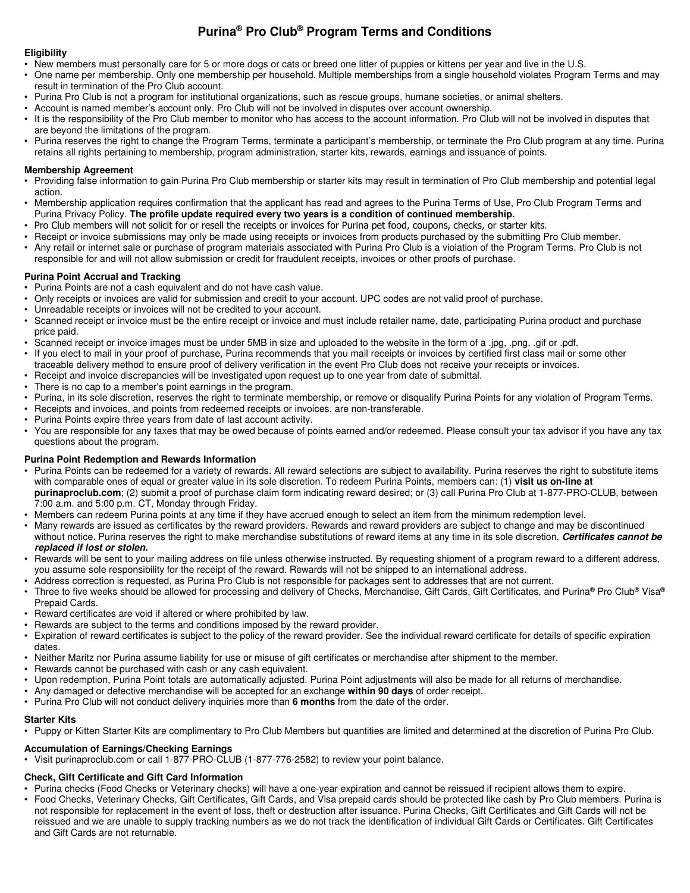# Purina® Pro Club® Program Terms and Conditions

**Eligibility**

- New members must personally care for 5 or more dogs or cats or breed one litter of puppies or kittens per year and live in the U.S.
- One name per membership. Only one membership per household. Multiple memberships from a single household violates Program Terms and may result in termination of the Pro Club account.
- Purina Pro Club is not a program for institutional organizations, such as rescue groups, humane societies, or animal shelters.
- Account is named member's account only. Pro Club will not be involved in disputes over account ownership.
- It is the responsibility of the Pro Club member to monitor who has access to the account information. Pro Club will not be involved in disputes that are beyond the limitations of the program.
- Purina reserves the right to change the Program Terms, terminate a participant's membership, or terminate the Pro Club program at any time. Purina retains all rights pertaining to membership, program administration, starter kits, rewards, earnings and issuance of points.

**Membership Agreement**

- Providing false information to gain Purina Pro Club membership or starter kits may result in termination of Pro Club membership and potential legal action.
- Membership application requires confirmation that the applicant has read and agrees to the Purina Terms of Use, Pro Club Program Terms and Purina Privacy Policy. **The profile update required every two years is a condition of continued membership.**
- Pro Club members will not solicit for or resell the receipts or invoices for Purina pet food, coupons, checks, or starter kits.
- Receipt or invoice submissions may only be made using receipts or invoices from products purchased by the submitting Pro Club member.
- Any retail or internet sale or purchase of program materials associated with Purina Pro Club is a violation of the Program Terms. Pro Club is not responsible for and will not allow submission or credit for fraudulent receipts, invoices or other proofs of purchase.

**Purina Point Accrual and Tracking**

- Purina Points are not a cash equivalent and do not have cash value.
- Only receipts or invoices are valid for submission and credit to your account. UPC codes are not valid proof of purchase.
- Unreadable receipts or invoices will not be credited to your account.
- Scanned receipt or invoice must be the entire receipt or invoice and must include retailer name, date, participating Purina product and purchase price paid.
- Scanned receipt or invoice images must be under 5MB in size and uploaded to the website in the form of a .jpg, .png, .gif or .pdf.
- If you elect to mail in your proof of purchase, Purina recommends that you mail receipts or invoices by certified first class mail or some other traceable delivery method to ensure proof of delivery verification in the event Pro Club does not receive your receipts or invoices.
- Receipt and invoice discrepancies will be investigated upon request up to one year from date of submittal.
- There is no cap to a member's point earnings in the program.
- Purina, in its sole discretion, reserves the right to terminate membership, or remove or disqualify Purina Points for any violation of Program Terms.
- Receipts and invoices, and points from redeemed receipts or invoices, are non-transferable.
- Purina Points expire three years from date of last account activity.
- You are responsible for any taxes that may be owed because of points earned and/or redeemed. Please consult your tax advisor if you have any tax questions about the program.

**Purina Point Redemption and Rewards Information**

- Purina Points can be redeemed for a variety of rewards. All reward selections are subject to availability. Purina reserves the right to substitute items with comparable ones of equal or greater value in its sole discretion. To redeem Purina Points, members can: (1) **visit us on-line at purinaproclub.com**; (2) submit a proof of purchase claim form indicating reward desired; or (3) call Purina Pro Club at 1-877-PRO-CLUB, between 7:00 a.m. and 5:00 p.m. CT, Monday through Friday.
- Members can redeem Purina points at any time if they have accrued enough to select an item from the minimum redemption level.
- Many rewards are issued as certificates by the reward providers. Rewards and reward providers are subject to change and may be discontinued without notice. Purina reserves the right to make merchandise substitutions of reward items at any time in its sole discretion. ***Certificates cannot be replaced if lost or stolen.***
- Rewards will be sent to your mailing address on file unless otherwise instructed. By requesting shipment of a program reward to a different address, you assume sole responsibility for the receipt of the reward. Rewards will not be shipped to an international address.
- Address correction is requested, as Purina Pro Club is not responsible for packages sent to addresses that are not current.
- Three to five weeks should be allowed for processing and delivery of Checks, Merchandise, Gift Cards, Gift Certificates, and Purina® Pro Club® Visa® Prepaid Cards.
- Reward certificates are void if altered or where prohibited by law.
- Rewards are subject to the terms and conditions imposed by the reward provider.
- Expiration of reward certificates is subject to the policy of the reward provider. See the individual reward certificate for details of specific expiration dates.
- Neither Maritz nor Purina assume liability for use or misuse of gift certificates or merchandise after shipment to the member.
- Rewards cannot be purchased with cash or any cash equivalent.
- Upon redemption, Purina Point totals are automatically adjusted. Purina Point adjustments will also be made for all returns of merchandise.
- Any damaged or defective merchandise will be accepted for an exchange **within 90 days** of order receipt.
- Purina Pro Club will not conduct delivery inquiries more than **6 months** from the date of the order.

**Starter Kits**

- Puppy or Kitten Starter Kits are complimentary to Pro Club Members but quantities are limited and determined at the discretion of Purina Pro Club.

**Accumulation of Earnings/Checking Earnings**

- Visit purinaproclub.com or call 1-877-PRO-CLUB (1-877-776-2582) to review your point balance.

**Check, Gift Certificate and Gift Card Information**

- Purina checks (Food Checks or Veterinary checks) will have a one-year expiration and cannot be reissued if recipient allows them to expire.
- Food Checks, Veterinary Checks, Gift Certificates, Gift Cards, and Visa prepaid cards should be protected like cash by Pro Club members. Purina is not responsible for replacement in the event of loss, theft or destruction after issuance. Purina Checks, Gift Certificates and Gift Cards will not be reissued and we are unable to supply tracking numbers as we do not track the identification of individual Gift Cards or Certificates. Gift Certificates and Gift Cards are not returnable.